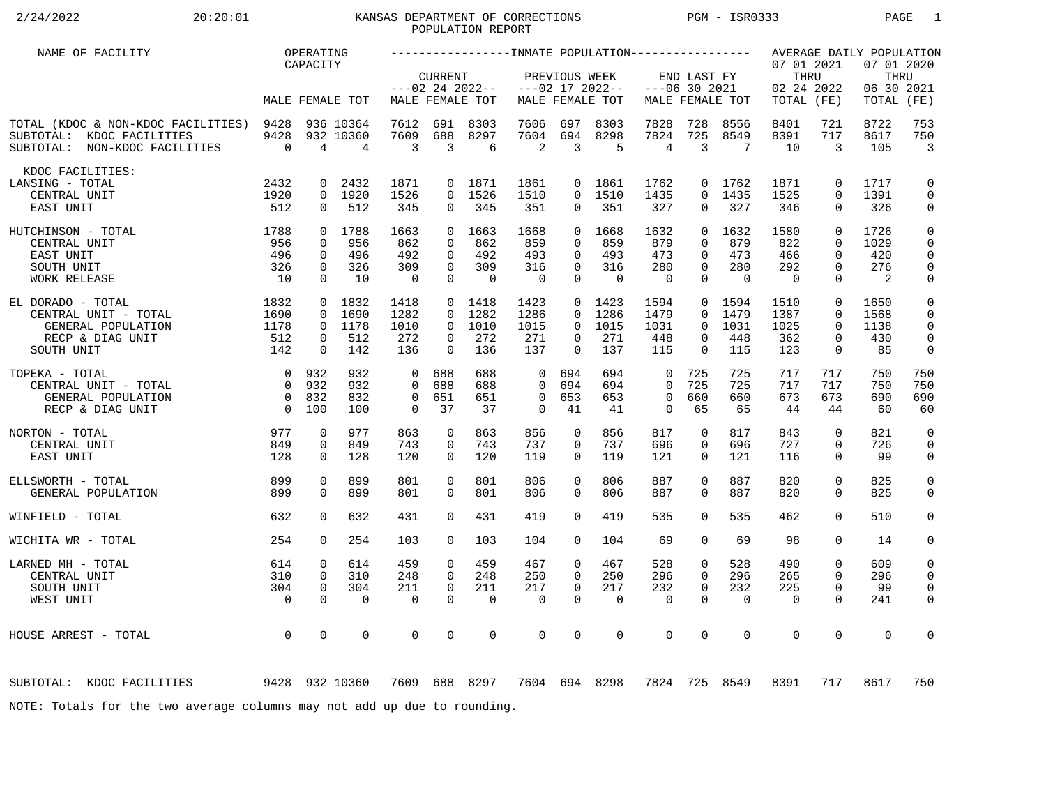# KANSAS DEPARTMENT OF CORRECTIONS POPULATION REPORT

2/24/2022 20:20:01 PGM - ISR0333

| NAME OF FACILITY | OPERATING CAPACITY | | | INMATE POPULATION | | | | | | | | | | | | AVERAGE DAILY POPULATION | | | |
|---|---|---|---|---|---|---|---|---|---|---|---|---|---|---|---|---|---|---|---|
| | | | | CURRENT ---02 24 2022-- | | | PREVIOUS WEEK ---02 17 2022-- | | | END LAST FY ---06 30 2021 | | | | | | 07 01 2021 THRU 02 24 2022 | | 07 01 2020 THRU 06 30 2021 | |
| | MALE | FEMALE | TOT | MALE | FEMALE | TOT | MALE | FEMALE | TOT | MALE | FEMALE | TOT | | | | TOTAL | (FE) | TOTAL | (FE) |
| TOTAL (KDOC & NON-KDOC FACILITIES) | 9428 | 936 | 10364 | 7612 | 691 | 8303 | 7606 | 697 | 8303 | 7828 | 728 | 8556 | | | | 8401 | 721 | 8722 | 753 |
| SUBTOTAL: KDOC FACILITIES | 9428 | 932 | 10360 | 7609 | 688 | 8297 | 7604 | 694 | 8298 | 7824 | 725 | 8549 | | | | 8391 | 717 | 8617 | 750 |
| SUBTOTAL: NON-KDOC FACILITIES | 0 | 4 | 4 | 3 | 3 | 6 | 2 | 3 | 5 | 4 | 3 | 7 | | | | 10 | 3 | 105 | 3 |
| KDOC FACILITIES: | | | | | | | | | | | | | | | | | | | |
| LANSING - TOTAL | 2432 | 0 | 2432 | 1871 | 0 | 1871 | 1861 | 0 | 1861 | 1762 | 0 | 1762 | | | | 1871 | 0 | 1717 | 0 |
| CENTRAL UNIT | 1920 | 0 | 1920 | 1526 | 0 | 1526 | 1510 | 0 | 1510 | 1435 | 0 | 1435 | | | | 1525 | 0 | 1391 | 0 |
| EAST UNIT | 512 | 0 | 512 | 345 | 0 | 345 | 351 | 0 | 351 | 327 | 0 | 327 | | | | 346 | 0 | 326 | 0 |
| HUTCHINSON - TOTAL | 1788 | 0 | 1788 | 1663 | 0 | 1663 | 1668 | 0 | 1668 | 1632 | 0 | 1632 | | | | 1580 | 0 | 1726 | 0 |
| CENTRAL UNIT | 956 | 0 | 956 | 862 | 0 | 862 | 859 | 0 | 859 | 879 | 0 | 879 | | | | 822 | 0 | 1029 | 0 |
| EAST UNIT | 496 | 0 | 496 | 492 | 0 | 492 | 493 | 0 | 493 | 473 | 0 | 473 | | | | 466 | 0 | 420 | 0 |
| SOUTH UNIT | 326 | 0 | 326 | 309 | 0 | 309 | 316 | 0 | 316 | 280 | 0 | 280 | | | | 292 | 0 | 276 | 0 |
| WORK RELEASE | 10 | 0 | 10 | 0 | 0 | 0 | 0 | 0 | 0 | 0 | 0 | 0 | | | | 0 | 0 | 2 | 0 |
| EL DORADO - TOTAL | 1832 | 0 | 1832 | 1418 | 0 | 1418 | 1423 | 0 | 1423 | 1594 | 0 | 1594 | | | | 1510 | 0 | 1650 | 0 |
| CENTRAL UNIT - TOTAL | 1690 | 0 | 1690 | 1282 | 0 | 1282 | 1286 | 0 | 1286 | 1479 | 0 | 1479 | | | | 1387 | 0 | 1568 | 0 |
| GENERAL POPULATION | 1178 | 0 | 1178 | 1010 | 0 | 1010 | 1015 | 0 | 1015 | 1031 | 0 | 1031 | | | | 1025 | 0 | 1138 | 0 |
| RECP & DIAG UNIT | 512 | 0 | 512 | 272 | 0 | 272 | 271 | 0 | 271 | 448 | 0 | 448 | | | | 362 | 0 | 430 | 0 |
| SOUTH UNIT | 142 | 0 | 142 | 136 | 0 | 136 | 137 | 0 | 137 | 115 | 0 | 115 | | | | 123 | 0 | 85 | 0 |
| TOPEKA - TOTAL | 0 | 932 | 932 | 0 | 688 | 688 | 0 | 694 | 694 | 0 | 725 | 725 | | | | 717 | 717 | 750 | 750 |
| CENTRAL UNIT - TOTAL | 0 | 932 | 932 | 0 | 688 | 688 | 0 | 694 | 694 | 0 | 725 | 725 | | | | 717 | 717 | 750 | 750 |
| GENERAL POPULATION | 0 | 832 | 832 | 0 | 651 | 651 | 0 | 653 | 653 | 0 | 660 | 660 | | | | 673 | 673 | 690 | 690 |
| RECP & DIAG UNIT | 0 | 100 | 100 | 0 | 37 | 37 | 0 | 41 | 41 | 0 | 65 | 65 | | | | 44 | 44 | 60 | 60 |
| NORTON - TOTAL | 977 | 0 | 977 | 863 | 0 | 863 | 856 | 0 | 856 | 817 | 0 | 817 | | | | 843 | 0 | 821 | 0 |
| CENTRAL UNIT | 849 | 0 | 849 | 743 | 0 | 743 | 737 | 0 | 737 | 696 | 0 | 696 | | | | 727 | 0 | 726 | 0 |
| EAST UNIT | 128 | 0 | 128 | 120 | 0 | 120 | 119 | 0 | 119 | 121 | 0 | 121 | | | | 116 | 0 | 99 | 0 |
| ELLSWORTH - TOTAL | 899 | 0 | 899 | 801 | 0 | 801 | 806 | 0 | 806 | 887 | 0 | 887 | | | | 820 | 0 | 825 | 0 |
| GENERAL POPULATION | 899 | 0 | 899 | 801 | 0 | 801 | 806 | 0 | 806 | 887 | 0 | 887 | | | | 820 | 0 | 825 | 0 |
| WINFIELD - TOTAL | 632 | 0 | 632 | 431 | 0 | 431 | 419 | 0 | 419 | 535 | 0 | 535 | | | | 462 | 0 | 510 | 0 |
| WICHITA WR - TOTAL | 254 | 0 | 254 | 103 | 0 | 103 | 104 | 0 | 104 | 69 | 0 | 69 | | | | 98 | 0 | 14 | 0 |
| LARNED MH - TOTAL | 614 | 0 | 614 | 459 | 0 | 459 | 467 | 0 | 467 | 528 | 0 | 528 | | | | 490 | 0 | 609 | 0 |
| CENTRAL UNIT | 310 | 0 | 310 | 248 | 0 | 248 | 250 | 0 | 250 | 296 | 0 | 296 | | | | 265 | 0 | 296 | 0 |
| SOUTH UNIT | 304 | 0 | 304 | 211 | 0 | 211 | 217 | 0 | 217 | 232 | 0 | 232 | | | | 225 | 0 | 99 | 0 |
| WEST UNIT | 0 | 0 | 0 | 0 | 0 | 0 | 0 | 0 | 0 | 0 | 0 | 0 | | | | 0 | 0 | 241 | 0 |
| HOUSE ARREST - TOTAL | 0 | 0 | 0 | 0 | 0 | 0 | 0 | 0 | 0 | 0 | 0 | 0 | | | | 0 | 0 | 0 | 0 |
| SUBTOTAL: KDOC FACILITIES | 9428 | 932 | 10360 | 7609 | 688 | 8297 | 7604 | 694 | 8298 | 7824 | 725 | 8549 | | | | 8391 | 717 | 8617 | 750 |

NOTE: Totals for the two average columns may not add up due to rounding.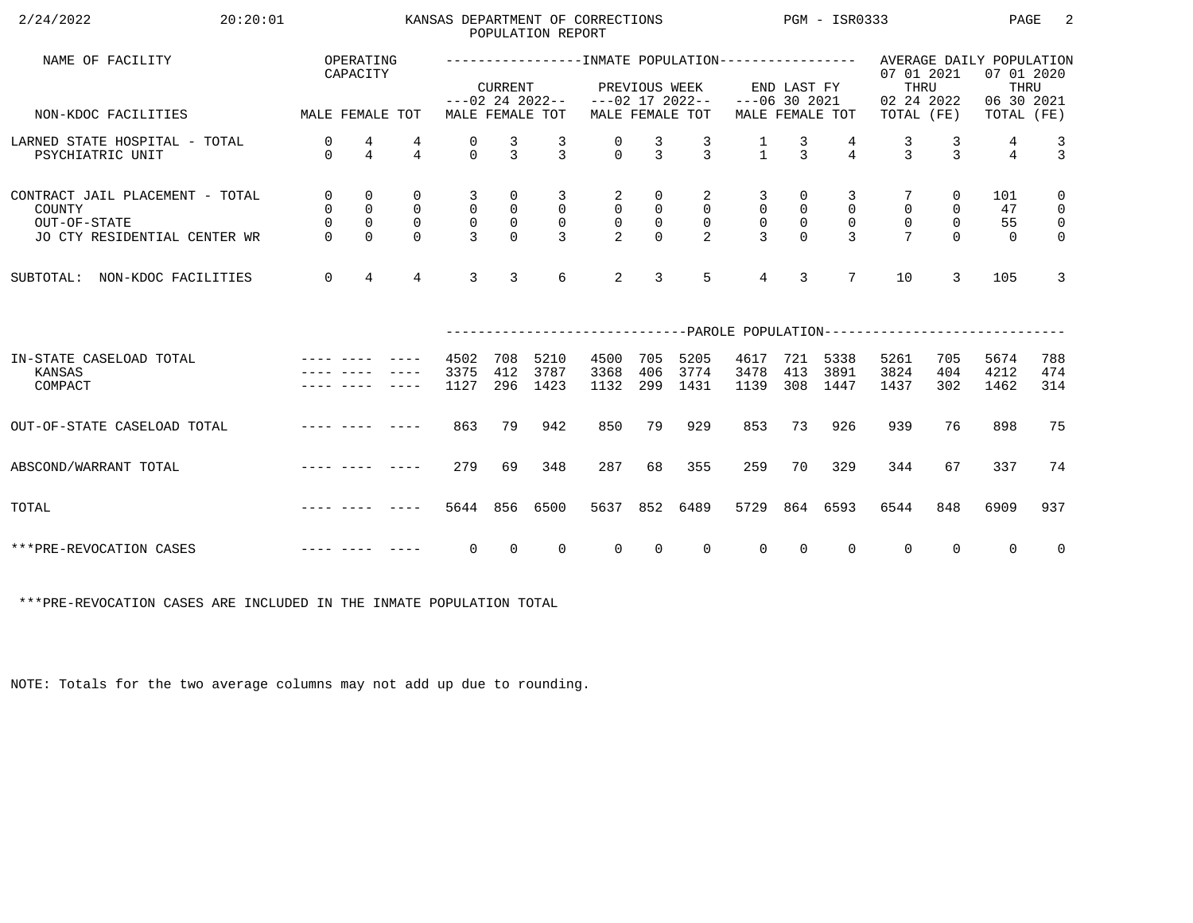# KANSAS DEPARTMENT OF CORRECTIONS
## POPULATION REPORT

| NAME OF FACILITY | OPERATING CAPACITY | | | INMATE POPULATION | | | | | | | | | AVERAGE DAILY POPULATION | | | |
|---|---|---|---|---|---|---|---|---|---|---|---|---|---|---|---|---|
| | | | | CURRENT ---02 24 2022-- | | | PREVIOUS WEEK ---02 17 2022-- | | | END LAST FY ---06 30 2021 | | | 07 01 2021 THRU 02 24 2022 | | 07 01 2020 THRU 06 30 2021 | |
| NON-KDOC FACILITIES | MALE | FEMALE | TOT | MALE | FEMALE | TOT | MALE | FEMALE | TOT | MALE | FEMALE | TOT | TOTAL | (FE) | TOTAL | (FE) |
| LARNED STATE HOSPITAL - TOTAL | 0 | 4 | 4 | 0 | 3 | 3 | 0 | 3 | 3 | 1 | 3 | 4 | 3 | 3 | 4 | 3 |
| PSYCHIATRIC UNIT | 0 | 4 | 4 | 0 | 3 | 3 | 0 | 3 | 3 | 1 | 3 | 4 | 3 | 3 | 4 | 3 |
| CONTRACT JAIL PLACEMENT - TOTAL | 0 | 0 | 0 | 3 | 0 | 3 | 2 | 0 | 2 | 3 | 0 | 3 | 7 | 0 | 101 | 0 |
| COUNTY | 0 | 0 | 0 | 0 | 0 | 0 | 0 | 0 | 0 | 0 | 0 | 0 | 0 | 0 | 47 | 0 |
| OUT-OF-STATE | 0 | 0 | 0 | 0 | 0 | 0 | 0 | 0 | 0 | 0 | 0 | 0 | 0 | 0 | 55 | 0 |
| JO CTY RESIDENTIAL CENTER WR | 0 | 0 | 0 | 3 | 0 | 3 | 2 | 0 | 2 | 3 | 0 | 3 | 7 | 0 | 0 | 0 |
| SUBTOTAL: NON-KDOC FACILITIES | 0 | 4 | 4 | 3 | 3 | 6 | 2 | 3 | 5 | 4 | 3 | 7 | 10 | 3 | 105 | 3 |
| | | | | PAROLE POPULATION | | | | | | | | | | | | |
| IN-STATE CASELOAD TOTAL | ---- | ---- | ---- | 4502 | 708 | 5210 | 4500 | 705 | 5205 | 4617 | 721 | 5338 | 5261 | 705 | 5674 | 788 |
| KANSAS | ---- | ---- | ---- | 3375 | 412 | 3787 | 3368 | 406 | 3774 | 3478 | 413 | 3891 | 3824 | 404 | 4212 | 474 |
| COMPACT | ---- | ---- | ---- | 1127 | 296 | 1423 | 1132 | 299 | 1431 | 1139 | 308 | 1447 | 1437 | 302 | 1462 | 314 |
| OUT-OF-STATE CASELOAD TOTAL | ---- | ---- | ---- | 863 | 79 | 942 | 850 | 79 | 929 | 853 | 73 | 926 | 939 | 76 | 898 | 75 |
| ABSCOND/WARRANT TOTAL | ---- | ---- | ---- | 279 | 69 | 348 | 287 | 68 | 355 | 259 | 70 | 329 | 344 | 67 | 337 | 74 |
| TOTAL | ---- | ---- | ---- | 5644 | 856 | 6500 | 5637 | 852 | 6489 | 5729 | 864 | 6593 | 6544 | 848 | 6909 | 937 |
| ***PRE-REVOCATION CASES | ---- | ---- | ---- | 0 | 0 | 0 | 0 | 0 | 0 | 0 | 0 | 0 | 0 | 0 | 0 | 0 |

***PRE-REVOCATION CASES ARE INCLUDED IN THE INMATE POPULATION TOTAL

NOTE: Totals for the two average columns may not add up due to rounding.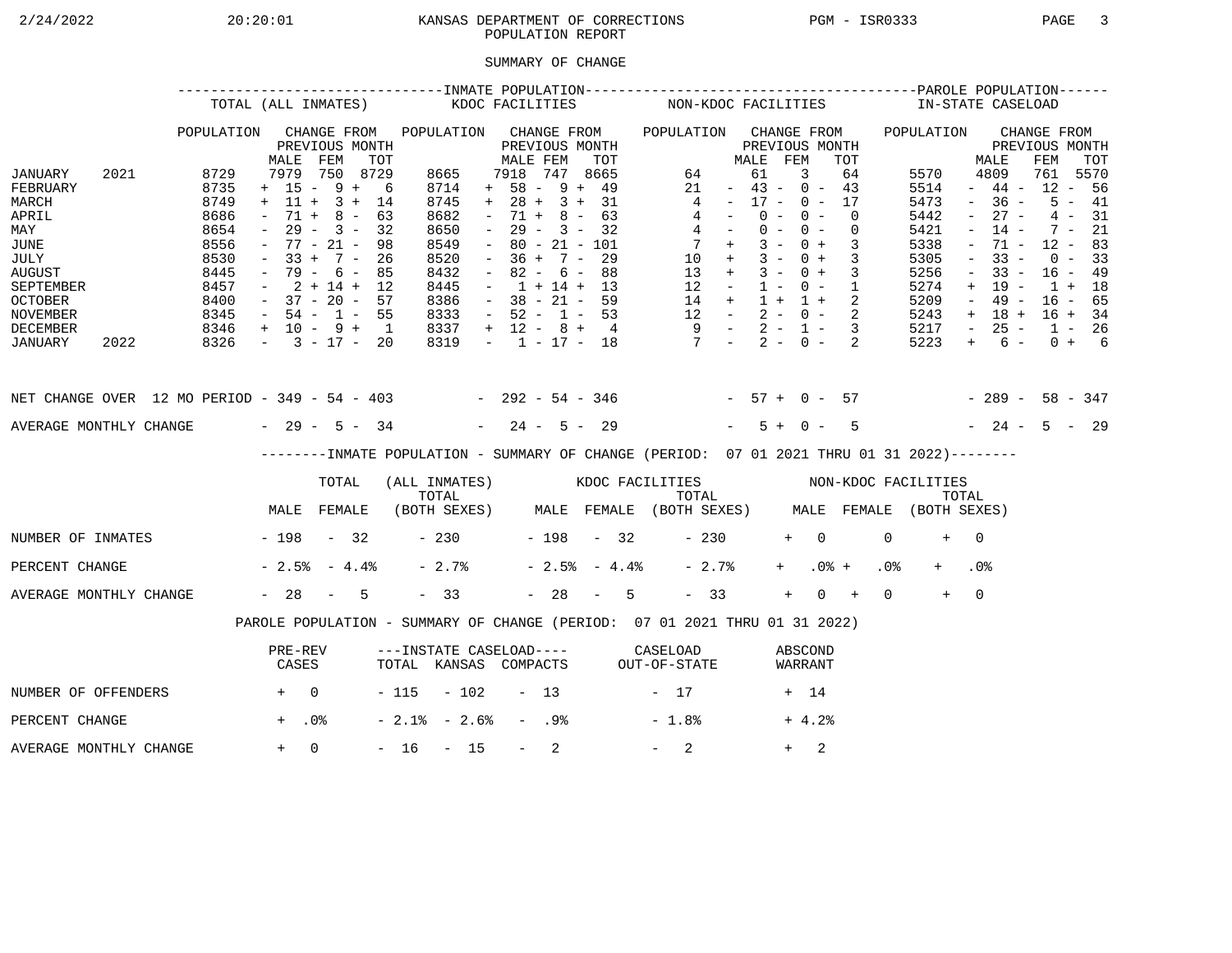KANSAS DEPARTMENT OF CORRECTIONS
POPULATION REPORT

2/24/2022 20:20:01 PGM - ISR0333

## SUMMARY OF CHANGE

| | | INMATE POPULATION - TOTAL (ALL INMATES) | | | | INMATE POPULATION - KDOC FACILITIES | | | | INMATE POPULATION - NON-KDOC FACILITIES | | | | PAROLE POPULATION - IN-STATE CASELOAD | | | |
|---|---|---|---|---|---|---|---|---|---|---|---|---|---|---|---|---|---|
| | | POPULATION | CHANGE FROM PREVIOUS MONTH | | | POPULATION | CHANGE FROM PREVIOUS MONTH | | | POPULATION | CHANGE FROM PREVIOUS MONTH | | | POPULATION | CHANGE FROM PREVIOUS MONTH | | |
| | | | MALE | FEM | TOT | | MALE | FEM | TOT | | MALE | FEM | TOT | | MALE | FEM | TOT |
| JANUARY | 2021 | 8729 | 7979 | 750 | 8729 | 8665 | 7918 | 747 | 8665 | 64 | 61 | 3 | 64 | 5570 | 4809 | 761 | 5570 |
| FEBRUARY | | 8735 | + 15 | - 9 | + 6 | 8714 | + 58 | - 9 | + 49 | 21 | - 43 | - 0 | - 43 | 5514 | - 44 | - 12 | - 56 |
| MARCH | | 8749 | + 11 | + 3 | + 14 | 8745 | + 28 | + 3 | + 31 | 4 | - 17 | - 0 | - 17 | 5473 | - 36 | - 5 | - 41 |
| APRIL | | 8686 | - 71 | + 8 | - 63 | 8682 | - 71 | + 8 | - 63 | 4 | - 0 | - 0 | - 0 | 5442 | - 27 | - 4 | - 31 |
| MAY | | 8654 | - 29 | - 3 | - 32 | 8650 | - 29 | - 3 | - 32 | 4 | - 0 | - 0 | - 0 | 5421 | - 14 | - 7 | - 21 |
| JUNE | | 8556 | - 77 | - 21 | - 98 | 8549 | - 80 | - 21 | - 101 | 7 | + 3 | - 0 | + 3 | 5338 | - 71 | - 12 | - 83 |
| JULY | | 8530 | - 33 | + 7 | - 26 | 8520 | - 36 | + 7 | - 29 | 10 | + 3 | - 0 | + 3 | 5305 | - 33 | - 0 | - 33 |
| AUGUST | | 8445 | - 79 | - 6 | - 85 | 8432 | - 82 | - 6 | - 88 | 13 | + 3 | - 0 | + 3 | 5256 | - 33 | - 16 | - 49 |
| SEPTEMBER | | 8457 | - 2 | + 14 | + 12 | 8445 | - 1 | + 14 | + 13 | 12 | - 1 | - 0 | - 1 | 5274 | + 19 | - 1 | + 18 |
| OCTOBER | | 8400 | - 37 | - 20 | - 57 | 8386 | - 38 | - 21 | - 59 | 14 | + 1 | + 1 | + 2 | 5209 | - 49 | - 16 | - 65 |
| NOVEMBER | | 8345 | - 54 | - 1 | - 55 | 8333 | - 52 | - 1 | - 53 | 12 | - 2 | - 0 | - 2 | 5243 | + 18 | + 16 | + 34 |
| DECEMBER | | 8346 | + 10 | - 9 | + 1 | 8337 | + 12 | - 8 | + 4 | 9 | - 2 | - 1 | - 3 | 5217 | - 25 | - 1 | - 26 |
| JANUARY | 2022 | 8326 | - 3 | - 17 | - 20 | 8319 | - 1 | - 17 | - 18 | 7 | - 2 | - 0 | - 2 | 5223 | + 6 | - 0 | + 6 |
| NET CHANGE OVER 12 MO PERIOD | | | - 349 | - 54 | - 403 | | - 292 | - 54 | - 346 | | - 57 | + 0 | - 57 | | - 289 | - 58 | - 347 |
| AVERAGE MONTHLY CHANGE | | | - 29 | - 5 | - 34 | | - 24 | - 5 | - 29 | | - 5 | + 0 | - 5 | | - 24 | - 5 | - 29 |

### INMATE POPULATION - SUMMARY OF CHANGE (PERIOD: 07 01 2021 THRU 01 31 2022)

| | TOTAL (ALL INMATES) | | | KDOC FACILITIES | | | NON-KDOC FACILITIES | | |
|---|---|---|---|---|---|---|---|---|---|
| | MALE | FEMALE | TOTAL (BOTH SEXES) | MALE | FEMALE | TOTAL (BOTH SEXES) | MALE | FEMALE | TOTAL (BOTH SEXES) |
| NUMBER OF INMATES | - 198 | - 32 | - 230 | - 198 | - 32 | - 230 | + 0 | 0 | + 0 |
| PERCENT CHANGE | - 2.5% | - 4.4% | - 2.7% | - 2.5% | - 4.4% | - 2.7% | + .0% | + .0% | + .0% |
| AVERAGE MONTHLY CHANGE | - 28 | - 5 | - 33 | - 28 | - 5 | - 33 | + 0 | + 0 | + 0 |

### PAROLE POPULATION - SUMMARY OF CHANGE (PERIOD: 07 01 2021 THRU 01 31 2022)

| | PRE-REV CASES | INSTATE CASELOAD TOTAL | INSTATE CASELOAD KANSAS | INSTATE CASELOAD COMPACTS | CASELOAD OUT-OF-STATE | ABSCOND WARRANT |
|---|---|---|---|---|---|---|
| NUMBER OF OFFENDERS | + 0 | - 115 | - 102 | - 13 | - 17 | + 14 |
| PERCENT CHANGE | + .0% | - 2.1% | - 2.6% | - .9% | - 1.8% | + 4.2% |
| AVERAGE MONTHLY CHANGE | + 0 | - 16 | - 15 | - 2 | - 2 | + 2 |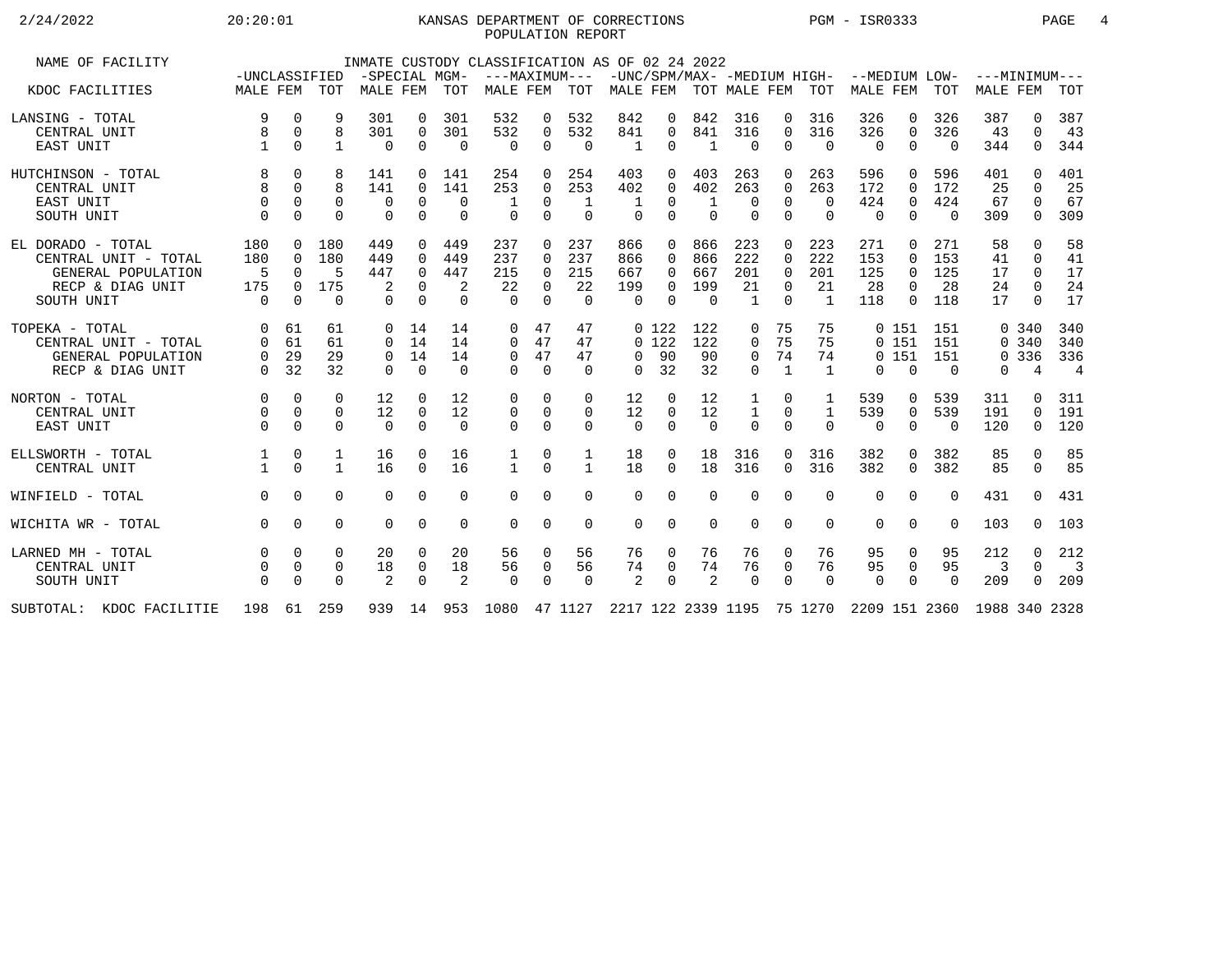KANSAS DEPARTMENT OF CORRECTIONS
POPULATION REPORT

2/24/2022 20:20:01 PGM - ISR0333

INMATE CUSTODY CLASSIFICATION AS OF 02 24 2022

| NAME OF FACILITY | -UNCLASSIFIED | | | -SPECIAL MGM- | | | ---MAXIMUM--- | | | -UNC/SPM/MAX- | | | -MEDIUM HIGH- | | | --MEDIUM LOW- | | | ---MINIMUM--- | | |
|---|---|---|---|---|---|---|---|---|---|---|---|---|---|---|---|---|---|---|---|---|---|
| KDOC FACILITIES | MALE | FEM | TOT | MALE | FEM | TOT | MALE | FEM | TOT | MALE | FEM | TOT | MALE | FEM | TOT | MALE | FEM | TOT | MALE | FEM | TOT |
| LANSING - TOTAL | 9 | 0 | 9 | 301 | 0 | 301 | 532 | 0 | 532 | 842 | 0 | 842 | 316 | 0 | 316 | 326 | 0 | 326 | 387 | 0 | 387 |
| CENTRAL UNIT | 8 | 0 | 8 | 301 | 0 | 301 | 532 | 0 | 532 | 841 | 0 | 841 | 316 | 0 | 316 | 326 | 0 | 326 | 43 | 0 | 43 |
| EAST UNIT | 1 | 0 | 1 | 0 | 0 | 0 | 0 | 0 | 0 | 1 | 0 | 1 | 0 | 0 | 0 | 0 | 0 | 0 | 344 | 0 | 344 |
| HUTCHINSON - TOTAL | 8 | 0 | 8 | 141 | 0 | 141 | 254 | 0 | 254 | 403 | 0 | 403 | 263 | 0 | 263 | 596 | 0 | 596 | 401 | 0 | 401 |
| CENTRAL UNIT | 8 | 0 | 8 | 141 | 0 | 141 | 253 | 0 | 253 | 402 | 0 | 402 | 263 | 0 | 263 | 172 | 0 | 172 | 25 | 0 | 25 |
| EAST UNIT | 0 | 0 | 0 | 0 | 0 | 0 | 1 | 0 | 1 | 1 | 0 | 1 | 0 | 0 | 0 | 424 | 0 | 424 | 67 | 0 | 67 |
| SOUTH UNIT | 0 | 0 | 0 | 0 | 0 | 0 | 0 | 0 | 0 | 0 | 0 | 0 | 0 | 0 | 0 | 0 | 0 | 0 | 309 | 0 | 309 |
| EL DORADO - TOTAL | 180 | 0 | 180 | 449 | 0 | 449 | 237 | 0 | 237 | 866 | 0 | 866 | 223 | 0 | 223 | 271 | 0 | 271 | 58 | 0 | 58 |
| CENTRAL UNIT - TOTAL | 180 | 0 | 180 | 449 | 0 | 449 | 237 | 0 | 237 | 866 | 0 | 866 | 222 | 0 | 222 | 153 | 0 | 153 | 41 | 0 | 41 |
| GENERAL POPULATION | 5 | 0 | 5 | 447 | 0 | 447 | 215 | 0 | 215 | 667 | 0 | 667 | 201 | 0 | 201 | 125 | 0 | 125 | 17 | 0 | 17 |
| RECP & DIAG UNIT | 175 | 0 | 175 | 2 | 0 | 2 | 22 | 0 | 22 | 199 | 0 | 199 | 21 | 0 | 21 | 28 | 0 | 28 | 24 | 0 | 24 |
| SOUTH UNIT | 0 | 0 | 0 | 0 | 0 | 0 | 0 | 0 | 0 | 0 | 0 | 0 | 1 | 0 | 1 | 118 | 0 | 118 | 17 | 0 | 17 |
| TOPEKA - TOTAL | 0 | 61 | 61 | 0 | 14 | 14 | 0 | 47 | 47 | 0 | 122 | 122 | 0 | 75 | 75 | 0 | 151 | 151 | 0 | 340 | 340 |
| CENTRAL UNIT - TOTAL | 0 | 61 | 61 | 0 | 14 | 14 | 0 | 47 | 47 | 0 | 122 | 122 | 0 | 75 | 75 | 0 | 151 | 151 | 0 | 340 | 340 |
| GENERAL POPULATION | 0 | 29 | 29 | 0 | 14 | 14 | 0 | 47 | 47 | 0 | 90 | 90 | 0 | 74 | 74 | 0 | 151 | 151 | 0 | 336 | 336 |
| RECP & DIAG UNIT | 0 | 32 | 32 | 0 | 0 | 0 | 0 | 0 | 0 | 0 | 32 | 32 | 0 | 1 | 1 | 0 | 0 | 0 | 0 | 4 | 4 |
| NORTON - TOTAL | 0 | 0 | 0 | 12 | 0 | 12 | 0 | 0 | 0 | 12 | 0 | 12 | 1 | 0 | 1 | 539 | 0 | 539 | 311 | 0 | 311 |
| CENTRAL UNIT | 0 | 0 | 0 | 12 | 0 | 12 | 0 | 0 | 0 | 12 | 0 | 12 | 1 | 0 | 1 | 539 | 0 | 539 | 191 | 0 | 191 |
| EAST UNIT | 0 | 0 | 0 | 0 | 0 | 0 | 0 | 0 | 0 | 0 | 0 | 0 | 0 | 0 | 0 | 0 | 0 | 0 | 120 | 0 | 120 |
| ELLSWORTH - TOTAL | 1 | 0 | 1 | 16 | 0 | 16 | 1 | 0 | 1 | 18 | 0 | 18 | 316 | 0 | 316 | 382 | 0 | 382 | 85 | 0 | 85 |
| CENTRAL UNIT | 1 | 0 | 1 | 16 | 0 | 16 | 1 | 0 | 1 | 18 | 0 | 18 | 316 | 0 | 316 | 382 | 0 | 382 | 85 | 0 | 85 |
| WINFIELD - TOTAL | 0 | 0 | 0 | 0 | 0 | 0 | 0 | 0 | 0 | 0 | 0 | 0 | 0 | 0 | 0 | 0 | 0 | 0 | 431 | 0 | 431 |
| WICHITA WR - TOTAL | 0 | 0 | 0 | 0 | 0 | 0 | 0 | 0 | 0 | 0 | 0 | 0 | 0 | 0 | 0 | 0 | 0 | 0 | 103 | 0 | 103 |
| LARNED MH - TOTAL | 0 | 0 | 0 | 20 | 0 | 20 | 56 | 0 | 56 | 76 | 0 | 76 | 76 | 0 | 76 | 95 | 0 | 95 | 212 | 0 | 212 |
| CENTRAL UNIT | 0 | 0 | 0 | 18 | 0 | 18 | 56 | 0 | 56 | 74 | 0 | 74 | 76 | 0 | 76 | 95 | 0 | 95 | 3 | 0 | 3 |
| SOUTH UNIT | 0 | 0 | 0 | 2 | 0 | 2 | 0 | 0 | 0 | 2 | 0 | 2 | 0 | 0 | 0 | 0 | 0 | 0 | 209 | 0 | 209 |
| SUBTOTAL: KDOC FACILITIE | 198 | 61 | 259 | 939 | 14 | 953 | 1080 | 47 | 1127 | 2217 | 122 | 2339 | 1195 | 75 | 1270 | 2209 | 151 | 2360 | 1988 | 340 | 2328 |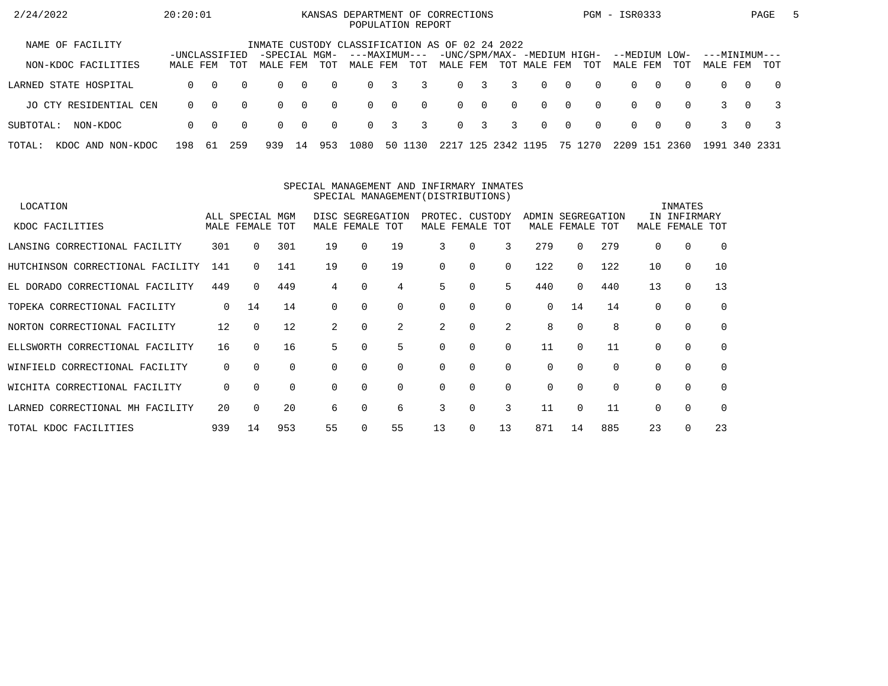KANSAS DEPARTMENT OF CORRECTIONS
POPULATION REPORT

2/24/2022 20:20:01 PGM - ISR0333

## INMATE CUSTODY CLASSIFICATION AS OF 02 24 2022

| NAME OF FACILITY / NON-KDOC FACILITIES | -UNCLASSIFIED- MALE | FEM | TOT | -SPECIAL MGM- MALE | FEM | TOT | ---MAXIMUM--- MALE | FEM | TOT | -UNC/SPM/MAX- MALE | FEM | TOT | -MEDIUM HIGH- MALE | FEM | TOT | --MEDIUM LOW- MALE | FEM | TOT | ---MINIMUM--- MALE | FEM | TOT |
|---|---|---|---|---|---|---|---|---|---|---|---|---|---|---|---|---|---|---|---|---|---|
| LARNED STATE HOSPITAL | 0 | 0 | 0 | 0 | 0 | 0 | 0 | 3 | 3 | 0 | 3 | 3 | 0 | 0 | 0 | 0 | 0 | 0 | 0 | 0 | 0 |
| JO CTY RESIDENTIAL CEN | 0 | 0 | 0 | 0 | 0 | 0 | 0 | 0 | 0 | 0 | 0 | 0 | 0 | 0 | 0 | 0 | 0 | 0 | 3 | 0 | 3 |
| SUBTOTAL: NON-KDOC | 0 | 0 | 0 | 0 | 0 | 0 | 0 | 3 | 3 | 0 | 3 | 3 | 0 | 0 | 0 | 0 | 0 | 0 | 3 | 0 | 3 |
| TOTAL: KDOC AND NON-KDOC | 198 | 61 | 259 | 939 | 14 | 953 | 1080 | 50 | 1130 | 2217 | 125 | 2342 | 1195 | 75 | 1270 | 2209 | 151 | 2360 | 1991 | 340 | 2331 |

## SPECIAL MANAGEMENT AND INFIRMARY INMATES
### SPECIAL MANAGEMENT(DISTRIBUTIONS)

| LOCATION / KDOC FACILITIES | ALL SPECIAL MGM MALE | FEMALE | TOT | DISC SEGREGATION MALE | FEMALE | TOT | PROTEC. CUSTODY MALE | FEMALE | TOT | ADMIN SEGREGATION MALE | FEMALE | TOT | INMATES IN INFIRMARY MALE | FEMALE | TOT |
|---|---|---|---|---|---|---|---|---|---|---|---|---|---|---|---|
| LANSING CORRECTIONAL FACILITY | 301 | 0 | 301 | 19 | 0 | 19 | 3 | 0 | 3 | 279 | 0 | 279 | 0 | 0 | 0 |
| HUTCHINSON CORRECTIONAL FACILITY | 141 | 0 | 141 | 19 | 0 | 19 | 0 | 0 | 0 | 122 | 0 | 122 | 10 | 0 | 10 |
| EL DORADO CORRECTIONAL FACILITY | 449 | 0 | 449 | 4 | 0 | 4 | 5 | 0 | 5 | 440 | 0 | 440 | 13 | 0 | 13 |
| TOPEKA CORRECTIONAL FACILITY | 0 | 14 | 14 | 0 | 0 | 0 | 0 | 0 | 0 | 0 | 14 | 14 | 0 | 0 | 0 |
| NORTON CORRECTIONAL FACILITY | 12 | 0 | 12 | 2 | 0 | 2 | 2 | 0 | 2 | 8 | 0 | 8 | 0 | 0 | 0 |
| ELLSWORTH CORRECTIONAL FACILITY | 16 | 0 | 16 | 5 | 0 | 5 | 0 | 0 | 0 | 11 | 0 | 11 | 0 | 0 | 0 |
| WINFIELD CORRECTIONAL FACILITY | 0 | 0 | 0 | 0 | 0 | 0 | 0 | 0 | 0 | 0 | 0 | 0 | 0 | 0 | 0 |
| WICHITA CORRECTIONAL FACILITY | 0 | 0 | 0 | 0 | 0 | 0 | 0 | 0 | 0 | 0 | 0 | 0 | 0 | 0 | 0 |
| LARNED CORRECTIONAL MH FACILITY | 20 | 0 | 20 | 6 | 0 | 6 | 3 | 0 | 3 | 11 | 0 | 11 | 0 | 0 | 0 |
| TOTAL KDOC FACILITIES | 939 | 14 | 953 | 55 | 0 | 55 | 13 | 0 | 13 | 871 | 14 | 885 | 23 | 0 | 23 |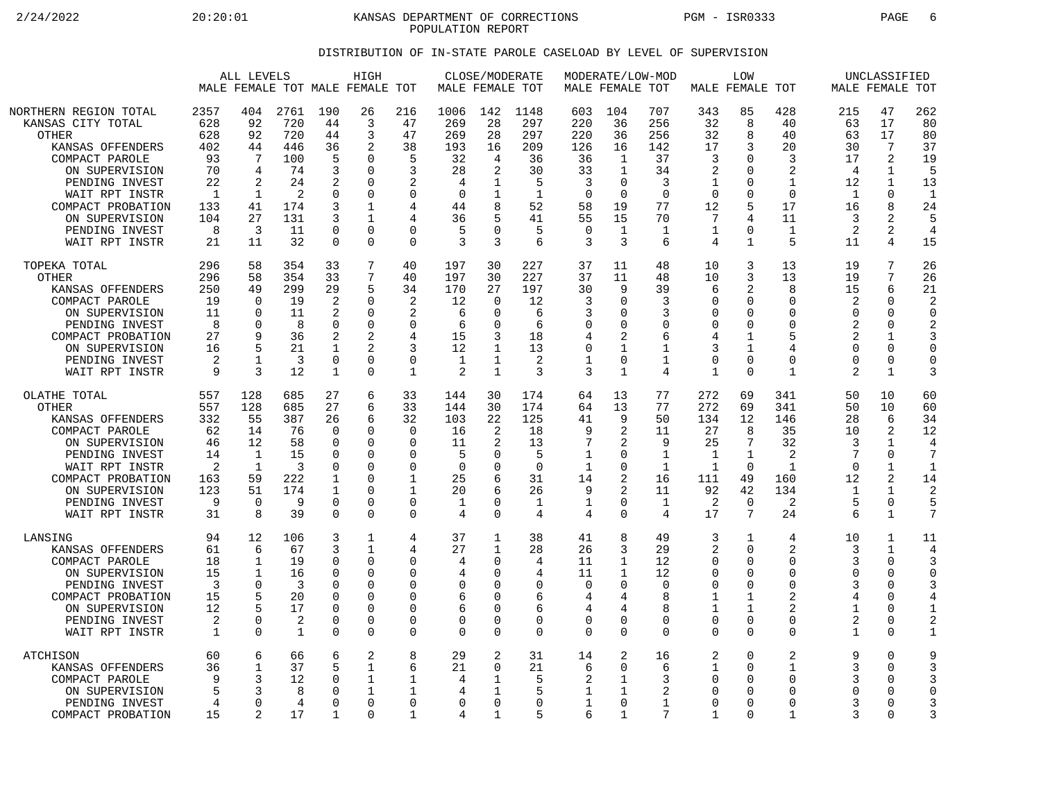KANSAS DEPARTMENT OF CORRECTIONS
POPULATION REPORT

## DISTRIBUTION OF IN-STATE PAROLE CASELOAD BY LEVEL OF SUPERVISION

| | ALL LEVELS | | | HIGH | | | CLOSE/MODERATE | | | MODERATE/LOW-MOD | | | LOW | | | UNCLASSIFIED | | |
|---|---|---|---|---|---|---|---|---|---|---|---|---|---|---|---|---|---|---|
| | MALE | FEMALE | TOT | MALE | FEMALE | TOT | MALE | FEMALE | TOT | MALE | FEMALE | TOT | MALE | FEMALE | TOT | MALE | FEMALE | TOT |
| NORTHERN REGION TOTAL | 2357 | 404 | 2761 | 190 | 26 | 216 | 1006 | 142 | 1148 | 603 | 104 | 707 | 343 | 85 | 428 | 215 | 47 | 262 |
| KANSAS CITY TOTAL | 628 | 92 | 720 | 44 | 3 | 47 | 269 | 28 | 297 | 220 | 36 | 256 | 32 | 8 | 40 | 63 | 17 | 80 |
| OTHER | 628 | 92 | 720 | 44 | 3 | 47 | 269 | 28 | 297 | 220 | 36 | 256 | 32 | 8 | 40 | 63 | 17 | 80 |
| KANSAS OFFENDERS | 402 | 44 | 446 | 36 | 2 | 38 | 193 | 16 | 209 | 126 | 16 | 142 | 17 | 3 | 20 | 30 | 7 | 37 |
| COMPACT PAROLE | 93 | 7 | 100 | 5 | 0 | 5 | 32 | 4 | 36 | 36 | 1 | 37 | 3 | 0 | 3 | 17 | 2 | 19 |
| ON SUPERVISION | 70 | 4 | 74 | 3 | 0 | 3 | 28 | 2 | 30 | 33 | 1 | 34 | 2 | 0 | 2 | 4 | 1 | 5 |
| PENDING INVEST | 22 | 2 | 24 | 2 | 0 | 2 | 4 | 1 | 5 | 3 | 0 | 3 | 1 | 0 | 1 | 12 | 1 | 13 |
| WAIT RPT INSTR | 1 | 1 | 2 | 0 | 0 | 0 | 0 | 1 | 1 | 0 | 0 | 0 | 0 | 0 | 0 | 1 | 0 | 1 |
| COMPACT PROBATION | 133 | 41 | 174 | 3 | 1 | 4 | 44 | 8 | 52 | 58 | 19 | 77 | 12 | 5 | 17 | 16 | 8 | 24 |
| ON SUPERVISION | 104 | 27 | 131 | 3 | 1 | 4 | 36 | 5 | 41 | 55 | 15 | 70 | 7 | 4 | 11 | 3 | 2 | 5 |
| PENDING INVEST | 8 | 3 | 11 | 0 | 0 | 0 | 5 | 0 | 5 | 0 | 1 | 1 | 1 | 0 | 1 | 2 | 2 | 4 |
| WAIT RPT INSTR | 21 | 11 | 32 | 0 | 0 | 0 | 3 | 3 | 6 | 3 | 3 | 6 | 4 | 1 | 5 | 11 | 4 | 15 |
| TOPEKA TOTAL | 296 | 58 | 354 | 33 | 7 | 40 | 197 | 30 | 227 | 37 | 11 | 48 | 10 | 3 | 13 | 19 | 7 | 26 |
| OTHER | 296 | 58 | 354 | 33 | 7 | 40 | 197 | 30 | 227 | 37 | 11 | 48 | 10 | 3 | 13 | 19 | 7 | 26 |
| KANSAS OFFENDERS | 250 | 49 | 299 | 29 | 5 | 34 | 170 | 27 | 197 | 30 | 9 | 39 | 6 | 2 | 8 | 15 | 6 | 21 |
| COMPACT PAROLE | 19 | 0 | 19 | 2 | 0 | 2 | 12 | 0 | 12 | 3 | 0 | 3 | 0 | 0 | 0 | 2 | 0 | 2 |
| ON SUPERVISION | 11 | 0 | 11 | 2 | 0 | 2 | 6 | 0 | 6 | 3 | 0 | 3 | 0 | 0 | 0 | 0 | 0 | 0 |
| PENDING INVEST | 8 | 0 | 8 | 0 | 0 | 0 | 6 | 0 | 6 | 0 | 0 | 0 | 0 | 0 | 0 | 2 | 0 | 2 |
| COMPACT PROBATION | 27 | 9 | 36 | 2 | 2 | 4 | 15 | 3 | 18 | 4 | 2 | 6 | 4 | 1 | 5 | 2 | 1 | 3 |
| ON SUPERVISION | 16 | 5 | 21 | 1 | 2 | 3 | 12 | 1 | 13 | 0 | 1 | 1 | 3 | 1 | 4 | 0 | 0 | 0 |
| PENDING INVEST | 2 | 1 | 3 | 0 | 0 | 0 | 1 | 1 | 2 | 1 | 0 | 1 | 0 | 0 | 0 | 0 | 0 | 0 |
| WAIT RPT INSTR | 9 | 3 | 12 | 1 | 0 | 1 | 2 | 1 | 3 | 3 | 1 | 4 | 1 | 0 | 1 | 2 | 1 | 3 |
| OLATHE TOTAL | 557 | 128 | 685 | 27 | 6 | 33 | 144 | 30 | 174 | 64 | 13 | 77 | 272 | 69 | 341 | 50 | 10 | 60 |
| OTHER | 557 | 128 | 685 | 27 | 6 | 33 | 144 | 30 | 174 | 64 | 13 | 77 | 272 | 69 | 341 | 50 | 10 | 60 |
| KANSAS OFFENDERS | 332 | 55 | 387 | 26 | 6 | 32 | 103 | 22 | 125 | 41 | 9 | 50 | 134 | 12 | 146 | 28 | 6 | 34 |
| COMPACT PAROLE | 62 | 14 | 76 | 0 | 0 | 0 | 16 | 2 | 18 | 9 | 2 | 11 | 27 | 8 | 35 | 10 | 2 | 12 |
| ON SUPERVISION | 46 | 12 | 58 | 0 | 0 | 0 | 11 | 2 | 13 | 7 | 2 | 9 | 25 | 7 | 32 | 3 | 1 | 4 |
| PENDING INVEST | 14 | 1 | 15 | 0 | 0 | 0 | 5 | 0 | 5 | 1 | 0 | 1 | 1 | 1 | 2 | 7 | 0 | 7 |
| WAIT RPT INSTR | 2 | 1 | 3 | 0 | 0 | 0 | 0 | 0 | 0 | 1 | 0 | 1 | 1 | 0 | 1 | 0 | 1 | 1 |
| COMPACT PROBATION | 163 | 59 | 222 | 1 | 0 | 1 | 25 | 6 | 31 | 14 | 2 | 16 | 111 | 49 | 160 | 12 | 2 | 14 |
| ON SUPERVISION | 123 | 51 | 174 | 1 | 0 | 1 | 20 | 6 | 26 | 9 | 2 | 11 | 92 | 42 | 134 | 1 | 1 | 2 |
| PENDING INVEST | 9 | 0 | 9 | 0 | 0 | 0 | 1 | 0 | 1 | 1 | 0 | 1 | 2 | 0 | 2 | 5 | 0 | 5 |
| WAIT RPT INSTR | 31 | 8 | 39 | 0 | 0 | 0 | 4 | 0 | 4 | 4 | 0 | 4 | 17 | 7 | 24 | 6 | 1 | 7 |
| LANSING | 94 | 12 | 106 | 3 | 1 | 4 | 37 | 1 | 38 | 41 | 8 | 49 | 3 | 1 | 4 | 10 | 1 | 11 |
| KANSAS OFFENDERS | 61 | 6 | 67 | 3 | 1 | 4 | 27 | 1 | 28 | 26 | 3 | 29 | 2 | 0 | 2 | 3 | 1 | 4 |
| COMPACT PAROLE | 18 | 1 | 19 | 0 | 0 | 0 | 4 | 0 | 4 | 11 | 1 | 12 | 0 | 0 | 0 | 3 | 0 | 3 |
| ON SUPERVISION | 15 | 1 | 16 | 0 | 0 | 0 | 4 | 0 | 4 | 11 | 1 | 12 | 0 | 0 | 0 | 0 | 0 | 0 |
| PENDING INVEST | 3 | 0 | 3 | 0 | 0 | 0 | 0 | 0 | 0 | 0 | 0 | 0 | 0 | 0 | 0 | 3 | 0 | 3 |
| COMPACT PROBATION | 15 | 5 | 20 | 0 | 0 | 0 | 6 | 0 | 6 | 4 | 4 | 8 | 1 | 1 | 2 | 4 | 0 | 4 |
| ON SUPERVISION | 12 | 5 | 17 | 0 | 0 | 0 | 6 | 0 | 6 | 4 | 4 | 8 | 1 | 1 | 2 | 1 | 0 | 1 |
| PENDING INVEST | 2 | 0 | 2 | 0 | 0 | 0 | 0 | 0 | 0 | 0 | 0 | 0 | 0 | 0 | 0 | 2 | 0 | 2 |
| WAIT RPT INSTR | 1 | 0 | 1 | 0 | 0 | 0 | 0 | 0 | 0 | 0 | 0 | 0 | 0 | 0 | 0 | 1 | 0 | 1 |
| ATCHISON | 60 | 6 | 66 | 6 | 2 | 8 | 29 | 2 | 31 | 14 | 2 | 16 | 2 | 0 | 2 | 9 | 0 | 9 |
| KANSAS OFFENDERS | 36 | 1 | 37 | 5 | 1 | 6 | 21 | 0 | 21 | 6 | 0 | 6 | 1 | 0 | 1 | 3 | 0 | 3 |
| COMPACT PAROLE | 9 | 3 | 12 | 0 | 1 | 1 | 4 | 1 | 5 | 2 | 1 | 3 | 0 | 0 | 0 | 3 | 0 | 3 |
| ON SUPERVISION | 5 | 3 | 8 | 0 | 1 | 1 | 4 | 1 | 5 | 1 | 1 | 2 | 0 | 0 | 0 | 0 | 0 | 0 |
| PENDING INVEST | 4 | 0 | 4 | 0 | 0 | 0 | 0 | 0 | 0 | 1 | 0 | 1 | 0 | 0 | 0 | 3 | 0 | 3 |
| COMPACT PROBATION | 15 | 2 | 17 | 1 | 0 | 1 | 4 | 1 | 5 | 6 | 1 | 7 | 1 | 0 | 1 | 3 | 0 | 3 |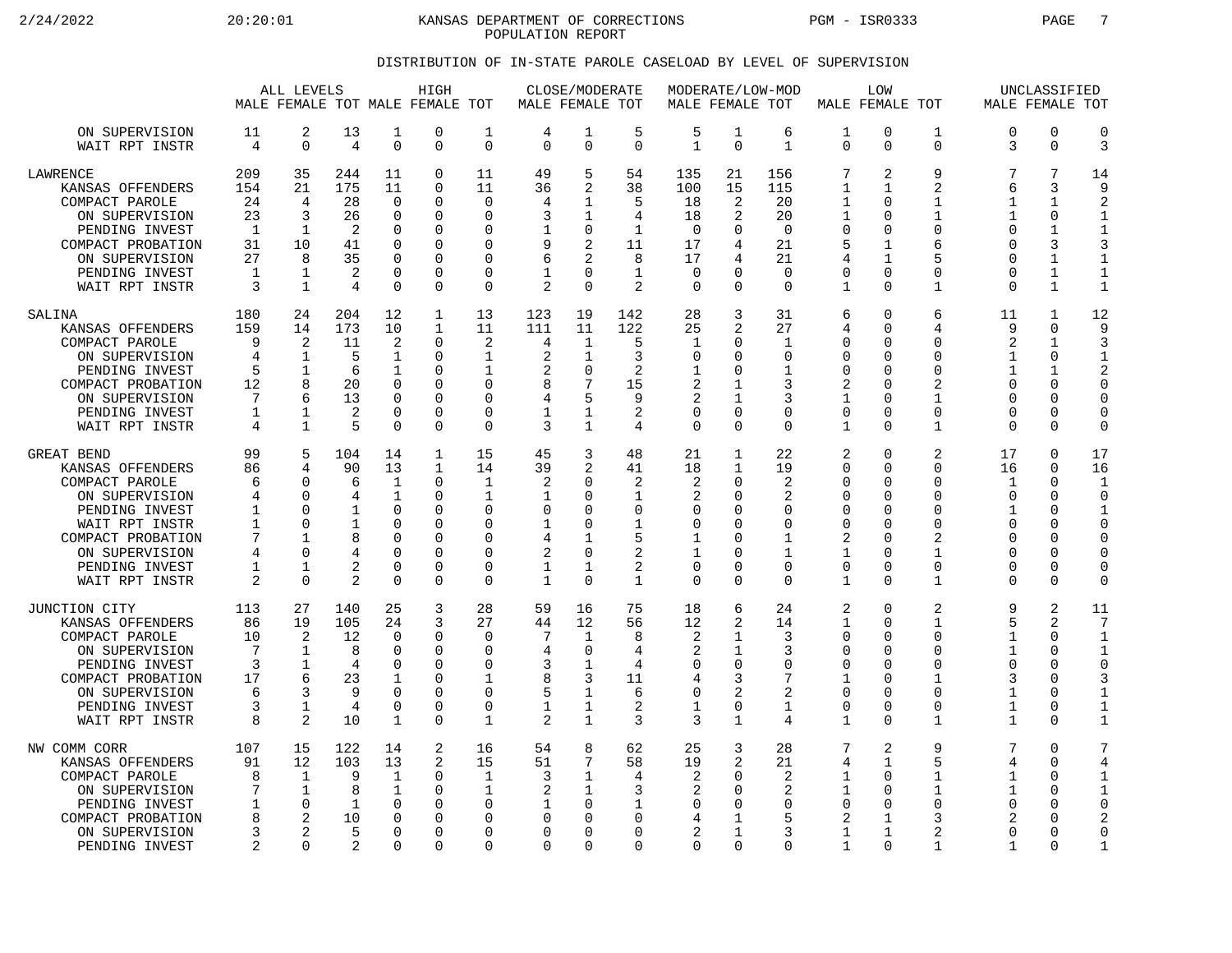KANSAS DEPARTMENT OF CORRECTIONS
POPULATION REPORT

## DISTRIBUTION OF IN-STATE PAROLE CASELOAD BY LEVEL OF SUPERVISION

| | ALL LEVELS | | | HIGH | | | CLOSE/MODERATE | | | MODERATE/LOW-MOD | | | LOW | | | UNCLASSIFIED | | |
|---|---|---|---|---|---|---|---|---|---|---|---|---|---|---|---|---|---|---|
| | MALE | FEMALE | TOT | MALE | FEMALE | TOT | MALE | FEMALE | TOT | MALE | FEMALE | TOT | MALE | FEMALE | TOT | MALE | FEMALE | TOT |
| ON SUPERVISION | 11 | 2 | 13 | 1 | 0 | 1 | 4 | 1 | 5 | 5 | 1 | 6 | 1 | 0 | 1 | 0 | 0 | 0 |
| WAIT RPT INSTR | 4 | 0 | 4 | 0 | 0 | 0 | 0 | 0 | 0 | 1 | 0 | 1 | 0 | 0 | 0 | 3 | 0 | 3 |
| LAWRENCE | 209 | 35 | 244 | 11 | 0 | 11 | 49 | 5 | 54 | 135 | 21 | 156 | 7 | 2 | 9 | 7 | 7 | 14 |
| KANSAS OFFENDERS | 154 | 21 | 175 | 11 | 0 | 11 | 36 | 2 | 38 | 100 | 15 | 115 | 1 | 1 | 2 | 6 | 3 | 9 |
| COMPACT PAROLE | 24 | 4 | 28 | 0 | 0 | 0 | 4 | 1 | 5 | 18 | 2 | 20 | 1 | 0 | 1 | 1 | 1 | 2 |
| ON SUPERVISION | 23 | 3 | 26 | 0 | 0 | 0 | 3 | 1 | 4 | 18 | 2 | 20 | 1 | 0 | 1 | 1 | 0 | 1 |
| PENDING INVEST | 1 | 1 | 2 | 0 | 0 | 0 | 1 | 0 | 1 | 0 | 0 | 0 | 0 | 0 | 0 | 0 | 1 | 1 |
| COMPACT PROBATION | 31 | 10 | 41 | 0 | 0 | 0 | 9 | 2 | 11 | 17 | 4 | 21 | 5 | 1 | 6 | 0 | 3 | 3 |
| ON SUPERVISION | 27 | 8 | 35 | 0 | 0 | 0 | 6 | 2 | 8 | 17 | 4 | 21 | 4 | 1 | 5 | 0 | 1 | 1 |
| PENDING INVEST | 1 | 1 | 2 | 0 | 0 | 0 | 1 | 0 | 1 | 0 | 0 | 0 | 0 | 0 | 0 | 0 | 1 | 1 |
| WAIT RPT INSTR | 3 | 1 | 4 | 0 | 0 | 0 | 2 | 0 | 2 | 0 | 0 | 0 | 1 | 0 | 1 | 0 | 1 | 1 |
| SALINA | 180 | 24 | 204 | 12 | 1 | 13 | 123 | 19 | 142 | 28 | 3 | 31 | 6 | 0 | 6 | 11 | 1 | 12 |
| KANSAS OFFENDERS | 159 | 14 | 173 | 10 | 1 | 11 | 111 | 11 | 122 | 25 | 2 | 27 | 4 | 0 | 4 | 9 | 0 | 9 |
| COMPACT PAROLE | 9 | 2 | 11 | 2 | 0 | 2 | 4 | 1 | 5 | 1 | 0 | 1 | 0 | 0 | 0 | 2 | 1 | 3 |
| ON SUPERVISION | 4 | 1 | 5 | 1 | 0 | 1 | 2 | 1 | 3 | 0 | 0 | 0 | 0 | 0 | 0 | 1 | 0 | 1 |
| PENDING INVEST | 5 | 1 | 6 | 1 | 0 | 1 | 2 | 0 | 2 | 1 | 0 | 1 | 0 | 0 | 0 | 1 | 1 | 2 |
| COMPACT PROBATION | 12 | 8 | 20 | 0 | 0 | 0 | 8 | 7 | 15 | 2 | 1 | 3 | 2 | 0 | 2 | 0 | 0 | 0 |
| ON SUPERVISION | 7 | 6 | 13 | 0 | 0 | 0 | 4 | 5 | 9 | 2 | 1 | 3 | 1 | 0 | 1 | 0 | 0 | 0 |
| PENDING INVEST | 1 | 1 | 2 | 0 | 0 | 0 | 1 | 1 | 2 | 0 | 0 | 0 | 0 | 0 | 0 | 0 | 0 | 0 |
| WAIT RPT INSTR | 4 | 1 | 5 | 0 | 0 | 0 | 3 | 1 | 4 | 0 | 0 | 0 | 1 | 0 | 1 | 0 | 0 | 0 |
| GREAT BEND | 99 | 5 | 104 | 14 | 1 | 15 | 45 | 3 | 48 | 21 | 1 | 22 | 2 | 0 | 2 | 17 | 0 | 17 |
| KANSAS OFFENDERS | 86 | 4 | 90 | 13 | 1 | 14 | 39 | 2 | 41 | 18 | 1 | 19 | 0 | 0 | 0 | 16 | 0 | 16 |
| COMPACT PAROLE | 6 | 0 | 6 | 1 | 0 | 1 | 2 | 0 | 2 | 2 | 0 | 2 | 0 | 0 | 0 | 1 | 0 | 1 |
| ON SUPERVISION | 4 | 0 | 4 | 1 | 0 | 1 | 1 | 0 | 1 | 2 | 0 | 2 | 0 | 0 | 0 | 0 | 0 | 0 |
| PENDING INVEST | 1 | 0 | 1 | 0 | 0 | 0 | 0 | 0 | 0 | 0 | 0 | 0 | 0 | 0 | 0 | 1 | 0 | 1 |
| WAIT RPT INSTR | 1 | 0 | 1 | 0 | 0 | 0 | 1 | 0 | 1 | 0 | 0 | 0 | 0 | 0 | 0 | 0 | 0 | 0 |
| COMPACT PROBATION | 7 | 1 | 8 | 0 | 0 | 0 | 4 | 1 | 5 | 1 | 0 | 1 | 2 | 0 | 2 | 0 | 0 | 0 |
| ON SUPERVISION | 4 | 0 | 4 | 0 | 0 | 0 | 2 | 0 | 2 | 1 | 0 | 1 | 1 | 0 | 1 | 0 | 0 | 0 |
| PENDING INVEST | 1 | 1 | 2 | 0 | 0 | 0 | 1 | 1 | 2 | 0 | 0 | 0 | 0 | 0 | 0 | 0 | 0 | 0 |
| WAIT RPT INSTR | 2 | 0 | 2 | 0 | 0 | 0 | 1 | 0 | 1 | 0 | 0 | 0 | 1 | 0 | 1 | 0 | 0 | 0 |
| JUNCTION CITY | 113 | 27 | 140 | 25 | 3 | 28 | 59 | 16 | 75 | 18 | 6 | 24 | 2 | 0 | 2 | 9 | 2 | 11 |
| KANSAS OFFENDERS | 86 | 19 | 105 | 24 | 3 | 27 | 44 | 12 | 56 | 12 | 2 | 14 | 1 | 0 | 1 | 5 | 2 | 7 |
| COMPACT PAROLE | 10 | 2 | 12 | 0 | 0 | 0 | 7 | 1 | 8 | 2 | 1 | 3 | 0 | 0 | 0 | 1 | 0 | 1 |
| ON SUPERVISION | 7 | 1 | 8 | 0 | 0 | 0 | 4 | 0 | 4 | 2 | 1 | 3 | 0 | 0 | 0 | 1 | 0 | 1 |
| PENDING INVEST | 3 | 1 | 4 | 0 | 0 | 0 | 3 | 1 | 4 | 0 | 0 | 0 | 0 | 0 | 0 | 0 | 0 | 0 |
| COMPACT PROBATION | 17 | 6 | 23 | 1 | 0 | 1 | 8 | 3 | 11 | 4 | 3 | 7 | 1 | 0 | 1 | 3 | 0 | 3 |
| ON SUPERVISION | 6 | 3 | 9 | 0 | 0 | 0 | 5 | 1 | 6 | 0 | 2 | 2 | 0 | 0 | 0 | 1 | 0 | 1 |
| PENDING INVEST | 3 | 1 | 4 | 0 | 0 | 0 | 1 | 1 | 2 | 1 | 0 | 1 | 0 | 0 | 0 | 1 | 0 | 1 |
| WAIT RPT INSTR | 8 | 2 | 10 | 1 | 0 | 1 | 2 | 1 | 3 | 3 | 1 | 4 | 1 | 0 | 1 | 1 | 0 | 1 |
| NW COMM CORR | 107 | 15 | 122 | 14 | 2 | 16 | 54 | 8 | 62 | 25 | 3 | 28 | 7 | 2 | 9 | 7 | 0 | 7 |
| KANSAS OFFENDERS | 91 | 12 | 103 | 13 | 2 | 15 | 51 | 7 | 58 | 19 | 2 | 21 | 4 | 1 | 5 | 4 | 0 | 4 |
| COMPACT PAROLE | 8 | 1 | 9 | 1 | 0 | 1 | 3 | 1 | 4 | 2 | 0 | 2 | 1 | 0 | 1 | 1 | 0 | 1 |
| ON SUPERVISION | 7 | 1 | 8 | 1 | 0 | 1 | 2 | 1 | 3 | 2 | 0 | 2 | 1 | 0 | 1 | 1 | 0 | 1 |
| PENDING INVEST | 1 | 0 | 1 | 0 | 0 | 0 | 1 | 0 | 1 | 0 | 0 | 0 | 0 | 0 | 0 | 0 | 0 | 0 |
| COMPACT PROBATION | 8 | 2 | 10 | 0 | 0 | 0 | 0 | 0 | 0 | 4 | 1 | 5 | 2 | 1 | 3 | 2 | 0 | 2 |
| ON SUPERVISION | 3 | 2 | 5 | 0 | 0 | 0 | 0 | 0 | 0 | 2 | 1 | 3 | 1 | 1 | 2 | 0 | 0 | 0 |
| PENDING INVEST | 2 | 0 | 2 | 0 | 0 | 0 | 0 | 0 | 0 | 0 | 0 | 0 | 1 | 0 | 1 | 1 | 0 | 1 |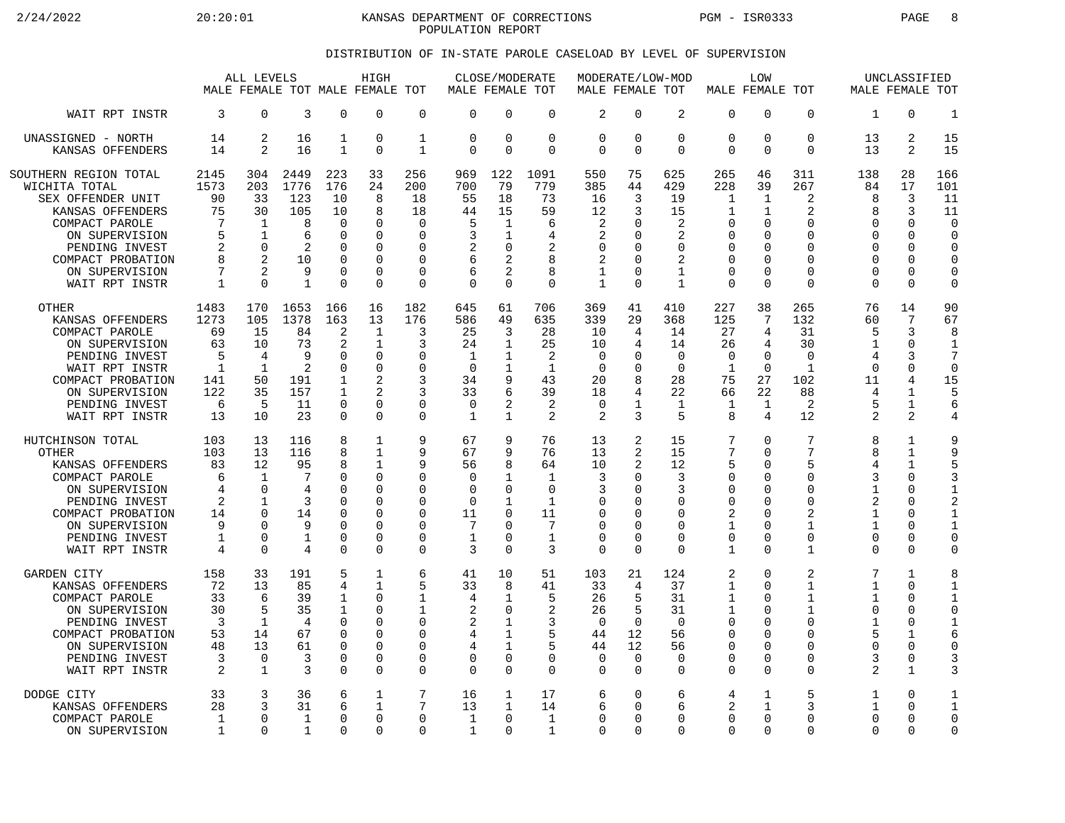KANSAS DEPARTMENT OF CORRECTIONS
POPULATION REPORT

## DISTRIBUTION OF IN-STATE PAROLE CASELOAD BY LEVEL OF SUPERVISION

| | ALL LEVELS | | | HIGH | | | CLOSE/MODERATE | | | MODERATE/LOW-MOD | | | LOW | | | UNCLASSIFIED | | |
|---|---|---|---|---|---|---|---|---|---|---|---|---|---|---|---|---|---|---|
| | MALE | FEMALE | TOT | MALE | FEMALE | TOT | MALE | FEMALE | TOT | MALE | FEMALE | TOT | MALE | FEMALE | TOT | MALE | FEMALE | TOT |
| WAIT RPT INSTR | 3 | 0 | 3 | 0 | 0 | 0 | 0 | 0 | 0 | 2 | 0 | 2 | 0 | 0 | 0 | 1 | 0 | 1 |
| UNASSIGNED - NORTH | 14 | 2 | 16 | 1 | 0 | 1 | 0 | 0 | 0 | 0 | 0 | 0 | 0 | 0 | 0 | 13 | 2 | 15 |
| KANSAS OFFENDERS | 14 | 2 | 16 | 1 | 0 | 1 | 0 | 0 | 0 | 0 | 0 | 0 | 0 | 0 | 0 | 13 | 2 | 15 |
| SOUTHERN REGION TOTAL | 2145 | 304 | 2449 | 223 | 33 | 256 | 969 | 122 | 1091 | 550 | 75 | 625 | 265 | 46 | 311 | 138 | 28 | 166 |
| WICHITA TOTAL | 1573 | 203 | 1776 | 176 | 24 | 200 | 700 | 79 | 779 | 385 | 44 | 429 | 228 | 39 | 267 | 84 | 17 | 101 |
| SEX OFFENDER UNIT | 90 | 33 | 123 | 10 | 8 | 18 | 55 | 18 | 73 | 16 | 3 | 19 | 1 | 1 | 2 | 8 | 3 | 11 |
| KANSAS OFFENDERS | 75 | 30 | 105 | 10 | 8 | 18 | 44 | 15 | 59 | 12 | 3 | 15 | 1 | 1 | 2 | 8 | 3 | 11 |
| COMPACT PAROLE | 7 | 1 | 8 | 0 | 0 | 0 | 5 | 1 | 6 | 2 | 0 | 2 | 0 | 0 | 0 | 0 | 0 | 0 |
| ON SUPERVISION | 5 | 1 | 6 | 0 | 0 | 0 | 3 | 1 | 4 | 2 | 0 | 2 | 0 | 0 | 0 | 0 | 0 | 0 |
| PENDING INVEST | 2 | 0 | 2 | 0 | 0 | 0 | 2 | 0 | 2 | 0 | 0 | 0 | 0 | 0 | 0 | 0 | 0 | 0 |
| COMPACT PROBATION | 8 | 2 | 10 | 0 | 0 | 0 | 6 | 2 | 8 | 2 | 0 | 2 | 0 | 0 | 0 | 0 | 0 | 0 |
| ON SUPERVISION | 7 | 2 | 9 | 0 | 0 | 0 | 6 | 2 | 8 | 1 | 0 | 1 | 0 | 0 | 0 | 0 | 0 | 0 |
| WAIT RPT INSTR | 1 | 0 | 1 | 0 | 0 | 0 | 0 | 0 | 0 | 1 | 0 | 1 | 0 | 0 | 0 | 0 | 0 | 0 |
| OTHER | 1483 | 170 | 1653 | 166 | 16 | 182 | 645 | 61 | 706 | 369 | 41 | 410 | 227 | 38 | 265 | 76 | 14 | 90 |
| KANSAS OFFENDERS | 1273 | 105 | 1378 | 163 | 13 | 176 | 586 | 49 | 635 | 339 | 29 | 368 | 125 | 7 | 132 | 60 | 7 | 67 |
| COMPACT PAROLE | 69 | 15 | 84 | 2 | 1 | 3 | 25 | 3 | 28 | 10 | 4 | 14 | 27 | 4 | 31 | 5 | 3 | 8 |
| ON SUPERVISION | 63 | 10 | 73 | 2 | 1 | 3 | 24 | 1 | 25 | 10 | 4 | 14 | 26 | 4 | 30 | 1 | 0 | 1 |
| PENDING INVEST | 5 | 4 | 9 | 0 | 0 | 0 | 1 | 1 | 2 | 0 | 0 | 0 | 0 | 0 | 0 | 4 | 3 | 7 |
| WAIT RPT INSTR | 1 | 1 | 2 | 0 | 0 | 0 | 0 | 1 | 1 | 0 | 0 | 0 | 1 | 0 | 1 | 0 | 0 | 0 |
| COMPACT PROBATION | 141 | 50 | 191 | 1 | 2 | 3 | 34 | 9 | 43 | 20 | 8 | 28 | 75 | 27 | 102 | 11 | 4 | 15 |
| ON SUPERVISION | 122 | 35 | 157 | 1 | 2 | 3 | 33 | 6 | 39 | 18 | 4 | 22 | 66 | 22 | 88 | 4 | 1 | 5 |
| PENDING INVEST | 6 | 5 | 11 | 0 | 0 | 0 | 0 | 2 | 2 | 0 | 1 | 1 | 1 | 1 | 2 | 5 | 1 | 6 |
| WAIT RPT INSTR | 13 | 10 | 23 | 0 | 0 | 0 | 1 | 1 | 2 | 2 | 3 | 5 | 8 | 4 | 12 | 2 | 2 | 4 |
| HUTCHINSON TOTAL | 103 | 13 | 116 | 8 | 1 | 9 | 67 | 9 | 76 | 13 | 2 | 15 | 7 | 0 | 7 | 8 | 1 | 9 |
| OTHER | 103 | 13 | 116 | 8 | 1 | 9 | 67 | 9 | 76 | 13 | 2 | 15 | 7 | 0 | 7 | 8 | 1 | 9 |
| KANSAS OFFENDERS | 83 | 12 | 95 | 8 | 1 | 9 | 56 | 8 | 64 | 10 | 2 | 12 | 5 | 0 | 5 | 4 | 1 | 5 |
| COMPACT PAROLE | 6 | 1 | 7 | 0 | 0 | 0 | 0 | 1 | 1 | 3 | 0 | 3 | 0 | 0 | 0 | 3 | 0 | 3 |
| ON SUPERVISION | 4 | 0 | 4 | 0 | 0 | 0 | 0 | 0 | 0 | 3 | 0 | 3 | 0 | 0 | 0 | 1 | 0 | 1 |
| PENDING INVEST | 2 | 1 | 3 | 0 | 0 | 0 | 0 | 1 | 1 | 0 | 0 | 0 | 0 | 0 | 0 | 2 | 0 | 2 |
| COMPACT PROBATION | 14 | 0 | 14 | 0 | 0 | 0 | 11 | 0 | 11 | 0 | 0 | 0 | 2 | 0 | 2 | 1 | 0 | 1 |
| ON SUPERVISION | 9 | 0 | 9 | 0 | 0 | 0 | 7 | 0 | 7 | 0 | 0 | 0 | 1 | 0 | 1 | 1 | 0 | 1 |
| PENDING INVEST | 1 | 0 | 1 | 0 | 0 | 0 | 1 | 0 | 1 | 0 | 0 | 0 | 0 | 0 | 0 | 0 | 0 | 0 |
| WAIT RPT INSTR | 4 | 0 | 4 | 0 | 0 | 0 | 3 | 0 | 3 | 0 | 0 | 0 | 1 | 0 | 1 | 0 | 0 | 0 |
| GARDEN CITY | 158 | 33 | 191 | 5 | 1 | 6 | 41 | 10 | 51 | 103 | 21 | 124 | 2 | 0 | 2 | 7 | 1 | 8 |
| KANSAS OFFENDERS | 72 | 13 | 85 | 4 | 1 | 5 | 33 | 8 | 41 | 33 | 4 | 37 | 1 | 0 | 1 | 1 | 0 | 1 |
| COMPACT PAROLE | 33 | 6 | 39 | 1 | 0 | 1 | 4 | 1 | 5 | 26 | 5 | 31 | 1 | 0 | 1 | 1 | 0 | 1 |
| ON SUPERVISION | 30 | 5 | 35 | 1 | 0 | 1 | 2 | 0 | 2 | 26 | 5 | 31 | 1 | 0 | 1 | 0 | 0 | 0 |
| PENDING INVEST | 3 | 1 | 4 | 0 | 0 | 0 | 2 | 1 | 3 | 0 | 0 | 0 | 0 | 0 | 0 | 1 | 0 | 1 |
| COMPACT PROBATION | 53 | 14 | 67 | 0 | 0 | 0 | 4 | 1 | 5 | 44 | 12 | 56 | 0 | 0 | 0 | 5 | 1 | 6 |
| ON SUPERVISION | 48 | 13 | 61 | 0 | 0 | 0 | 4 | 1 | 5 | 44 | 12 | 56 | 0 | 0 | 0 | 0 | 0 | 0 |
| PENDING INVEST | 3 | 0 | 3 | 0 | 0 | 0 | 0 | 0 | 0 | 0 | 0 | 0 | 0 | 0 | 0 | 3 | 0 | 3 |
| WAIT RPT INSTR | 2 | 1 | 3 | 0 | 0 | 0 | 0 | 0 | 0 | 0 | 0 | 0 | 0 | 0 | 0 | 2 | 1 | 3 |
| DODGE CITY | 33 | 3 | 36 | 6 | 1 | 7 | 16 | 1 | 17 | 6 | 0 | 6 | 4 | 1 | 5 | 1 | 0 | 1 |
| KANSAS OFFENDERS | 28 | 3 | 31 | 6 | 1 | 7 | 13 | 1 | 14 | 6 | 0 | 6 | 2 | 1 | 3 | 1 | 0 | 1 |
| COMPACT PAROLE | 1 | 0 | 1 | 0 | 0 | 0 | 1 | 0 | 1 | 0 | 0 | 0 | 0 | 0 | 0 | 0 | 0 | 0 |
| ON SUPERVISION | 1 | 0 | 1 | 0 | 0 | 0 | 1 | 0 | 1 | 0 | 0 | 0 | 0 | 0 | 0 | 0 | 0 | 0 |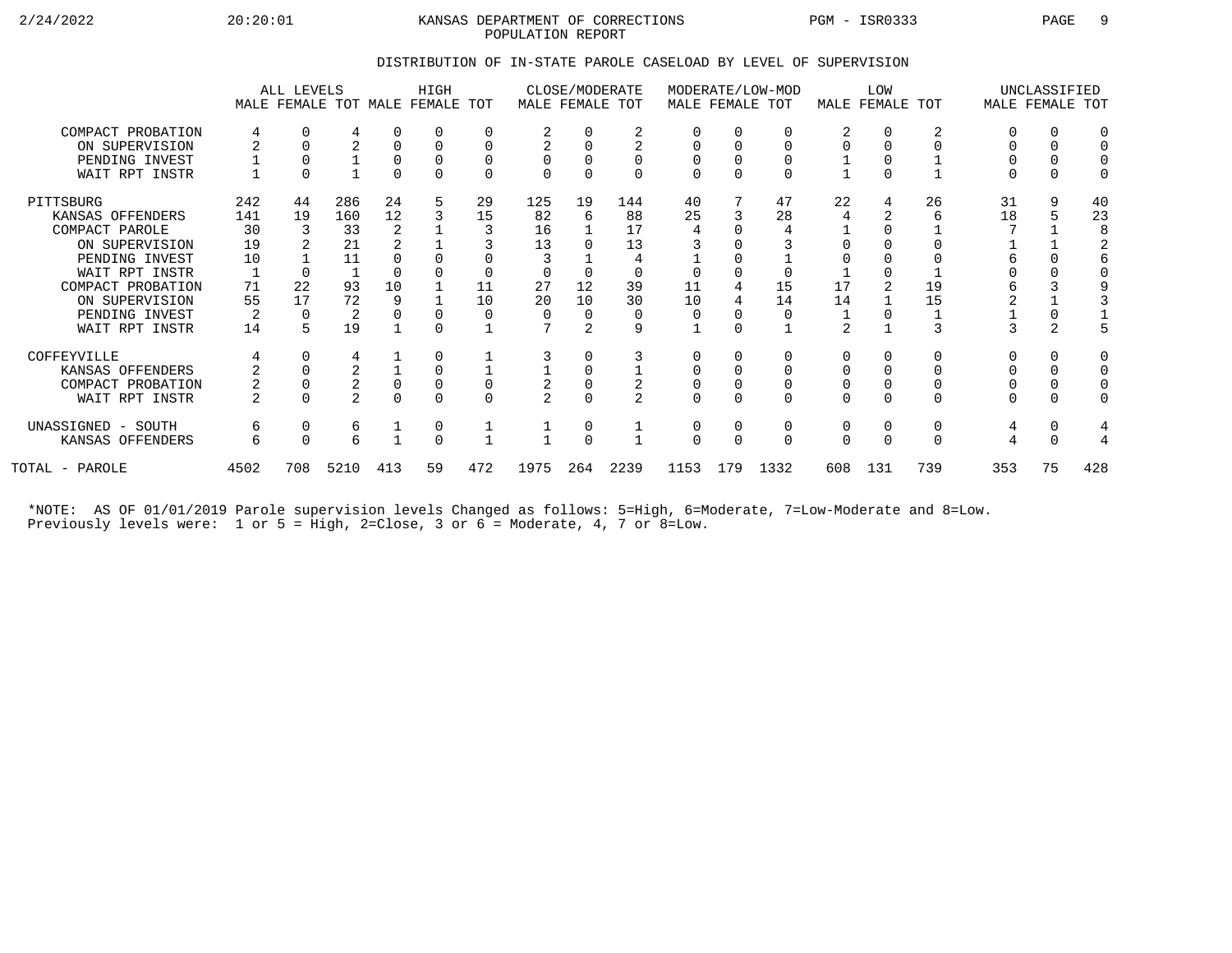## DISTRIBUTION OF IN-STATE PAROLE CASELOAD BY LEVEL OF SUPERVISION

| | ALL LEVELS | | | HIGH | | | CLOSE/MODERATE | | | MODERATE/LOW-MOD | | | LOW | | | UNCLASSIFIED | | |
|---|---|---|---|---|---|---|---|---|---|---|---|---|---|---|---|---|---|---|
| | MALE | FEMALE | TOT | MALE | FEMALE | TOT | MALE | FEMALE | TOT | MALE | FEMALE | TOT | MALE | FEMALE | TOT | MALE | FEMALE | TOT |
| COMPACT PROBATION | 4 | 0 | 4 | 0 | 0 | 0 | 2 | 0 | 2 | 0 | 0 | 0 | 2 | 0 | 2 | 0 | 0 | 0 |
| ON SUPERVISION | 2 | 0 | 2 | 0 | 0 | 0 | 2 | 0 | 2 | 0 | 0 | 0 | 0 | 0 | 0 | 0 | 0 | 0 |
| PENDING INVEST | 1 | 0 | 1 | 0 | 0 | 0 | 0 | 0 | 0 | 0 | 0 | 0 | 1 | 0 | 1 | 0 | 0 | 0 |
| WAIT RPT INSTR | 1 | 0 | 1 | 0 | 0 | 0 | 0 | 0 | 0 | 0 | 0 | 0 | 1 | 0 | 1 | 0 | 0 | 0 |
| PITTSBURG | 242 | 44 | 286 | 24 | 5 | 29 | 125 | 19 | 144 | 40 | 7 | 47 | 22 | 4 | 26 | 31 | 9 | 40 |
| KANSAS OFFENDERS | 141 | 19 | 160 | 12 | 3 | 15 | 82 | 6 | 88 | 25 | 3 | 28 | 4 | 2 | 6 | 18 | 5 | 23 |
| COMPACT PAROLE | 30 | 3 | 33 | 2 | 1 | 3 | 16 | 1 | 17 | 4 | 0 | 4 | 1 | 0 | 1 | 7 | 1 | 8 |
| ON SUPERVISION | 19 | 2 | 21 | 2 | 1 | 3 | 13 | 0 | 13 | 3 | 0 | 3 | 0 | 0 | 0 | 1 | 1 | 2 |
| PENDING INVEST | 10 | 1 | 11 | 0 | 0 | 0 | 3 | 1 | 4 | 1 | 0 | 1 | 0 | 0 | 0 | 6 | 0 | 6 |
| WAIT RPT INSTR | 1 | 0 | 1 | 0 | 0 | 0 | 0 | 0 | 0 | 0 | 0 | 0 | 1 | 0 | 1 | 0 | 0 | 0 |
| COMPACT PROBATION | 71 | 22 | 93 | 10 | 1 | 11 | 27 | 12 | 39 | 11 | 4 | 15 | 17 | 2 | 19 | 6 | 3 | 9 |
| ON SUPERVISION | 55 | 17 | 72 | 9 | 1 | 10 | 20 | 10 | 30 | 10 | 4 | 14 | 14 | 1 | 15 | 2 | 1 | 3 |
| PENDING INVEST | 2 | 0 | 2 | 0 | 0 | 0 | 0 | 0 | 0 | 0 | 0 | 0 | 1 | 0 | 1 | 1 | 0 | 1 |
| WAIT RPT INSTR | 14 | 5 | 19 | 1 | 0 | 1 | 7 | 2 | 9 | 1 | 0 | 1 | 2 | 1 | 3 | 3 | 2 | 5 |
| COFFEYVILLE | 4 | 0 | 4 | 1 | 0 | 1 | 3 | 0 | 3 | 0 | 0 | 0 | 0 | 0 | 0 | 0 | 0 | 0 |
| KANSAS OFFENDERS | 2 | 0 | 2 | 1 | 0 | 1 | 1 | 0 | 1 | 0 | 0 | 0 | 0 | 0 | 0 | 0 | 0 | 0 |
| COMPACT PROBATION | 2 | 0 | 2 | 0 | 0 | 0 | 2 | 0 | 2 | 0 | 0 | 0 | 0 | 0 | 0 | 0 | 0 | 0 |
| WAIT RPT INSTR | 2 | 0 | 2 | 0 | 0 | 0 | 2 | 0 | 2 | 0 | 0 | 0 | 0 | 0 | 0 | 0 | 0 | 0 |
| UNASSIGNED - SOUTH | 6 | 0 | 6 | 1 | 0 | 1 | 1 | 0 | 1 | 0 | 0 | 0 | 0 | 0 | 0 | 4 | 0 | 4 |
| KANSAS OFFENDERS | 6 | 0 | 6 | 1 | 0 | 1 | 1 | 0 | 1 | 0 | 0 | 0 | 0 | 0 | 0 | 4 | 0 | 4 |
| TOTAL - PAROLE | 4502 | 708 | 5210 | 413 | 59 | 472 | 1975 | 264 | 2239 | 1153 | 179 | 1332 | 608 | 131 | 739 | 353 | 75 | 428 |

*NOTE: AS OF 01/01/2019 Parole supervision levels Changed as follows: 5=High, 6=Moderate, 7=Low-Moderate and 8=Low.
Previously levels were: 1 or 5 = High, 2=Close, 3 or 6 = Moderate, 4, 7 or 8=Low.